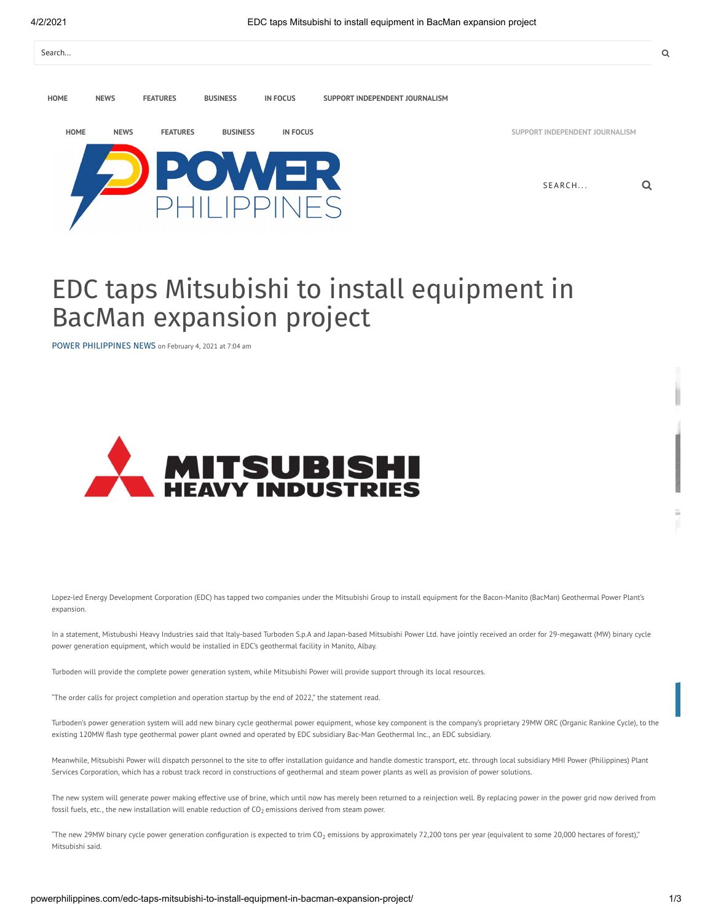# EDC taps Mitsubishi to install equipment in BacMan expansion project

POWER PHILIPPINES NEWS on February 4, 2021 at 7:04 am

Lopez-led Energy Development Corporation (EDC) has tapped two companies under the Mitsubishi Group to install equipment for the Bacon-Manito (BacMan) Geothermal Power Plant's expansion.

In a statement, Mistubushi Heavy Industries said that Italy-based Turboden S.p.A and Japan-based Mitsubishi Power Ltd. have jointly received an order for 29-megawatt (MW) binary cycle power generation equipment, which would be installed in EDC's geothermal facility in Manito, Albay.

Turboden will provide the complete power generation system, while Mitsubishi Power will provide support through its local resources.

"The order calls for project completion and operation startup by the end of 2022," the statement read.

Turboden's power generation system will add new binary cycle geothermal power equipment, whose key component is the company's proprietary 29MW ORC (Organic Rankine Cycle), to the existing 120MW flash type geothermal power plant owned and operated by EDC subsidiary Bac-Man Geothermal Inc., an EDC subsidiary.

Meanwhile, Mitsubishi Power will dispatch personnel to the site to offer installation guidance and handle domestic transport, etc. through local subsidiary MHI Power (Philippines) Plant Services Corporation, which has a robust track record in constructions of geothermal and steam power plants as well as provision of power solutions.

The new system will generate power making effective use of brine, which until now has merely been returned to a reinjection well. By replacing power in the power grid now derived from fossil fuels, etc., the new installation will enable reduction of $CO_2$ emissions derived from steam power.

"The new 29MW binary cycle power generation configuration is expected to trim $CO_2$ emissions by approximately 72,200 tons per year (equivalent to some 20,000 hectares of forest)," Mitsubishi said.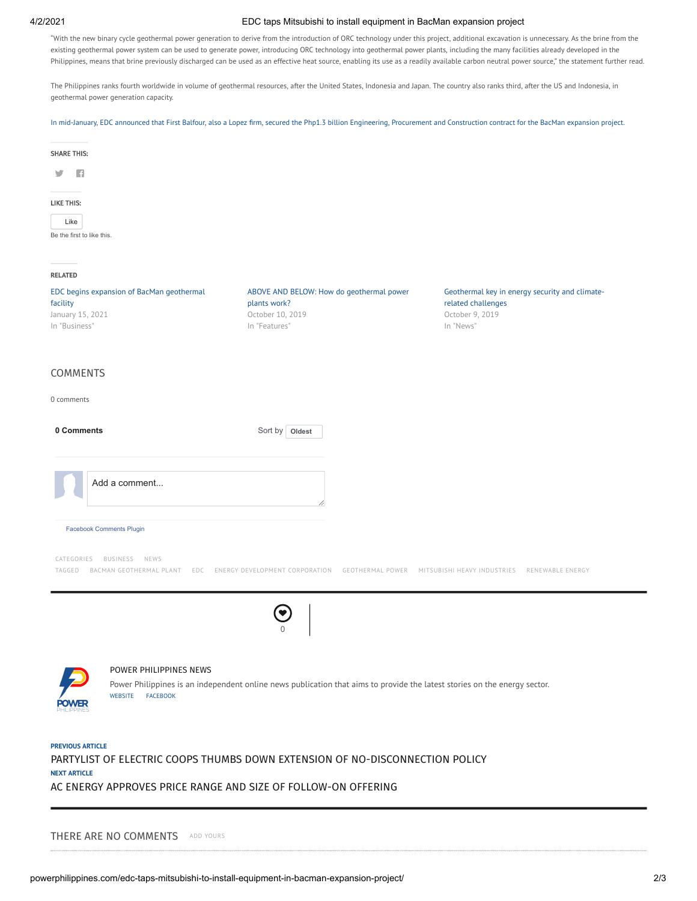"With the new binary cycle geothermal power generation to derive from the introduction of ORC technology under this project, additional excavation is unnecessary. As the brine from the existing geothermal power system can be used to generate power, introducing ORC technology into geothermal power plants, including the many facilities already developed in the Philippines, means that brine previously discharged can be used as an effective heat source, enabling its use as a readily available carbon neutral power source," the statement further read.

The Philippines ranks fourth worldwide in volume of geothermal resources, after the United States, Indonesia and Japan. The country also ranks third, after the US and Indonesia, in geothermal power generation capacity.

In mid-January, EDC announced that First Balfour, also a Lopez firm, secured the Php1.3 billion Engineering, Procurement and Construction contract for the BacMan expansion project.

SHARE THIS:

LIKE THIS:

Like

Be the first to like this.

RELATED

EDC begins expansion of BacMan geothermal facility
January 15, 2021
In "Business"

ABOVE AND BELOW: How do geothermal power plants work?
October 10, 2019
In "Features"

Geothermal key in energy security and climate-related challenges
October 9, 2019
In "News"

## COMMENTS

0 comments

**0 Comments** Sort by **Oldest**

Add a comment...

Facebook Comments Plugin

CATEGORIES BUSINESS NEWS
TAGGED BACMAN GEOTHERMAL PLANT EDC ENERGY DEVELOPMENT CORPORATION GEOTHERMAL POWER MITSUBISHI HEAVY INDUSTRIES RENEWABLE ENERGY

0

POWER PHILIPPINES NEWS

Power Philippines is an independent online news publication that aims to provide the latest stories on the energy sector.

WEBSITE FACEBOOK

**PREVIOUS ARTICLE**

PARTYLIST OF ELECTRIC COOPS THUMBS DOWN EXTENSION OF NO-DISCONNECTION POLICY

**NEXT ARTICLE**

AC ENERGY APPROVES PRICE RANGE AND SIZE OF FOLLOW-ON OFFERING

THERE ARE NO COMMENTS ADD YOURS